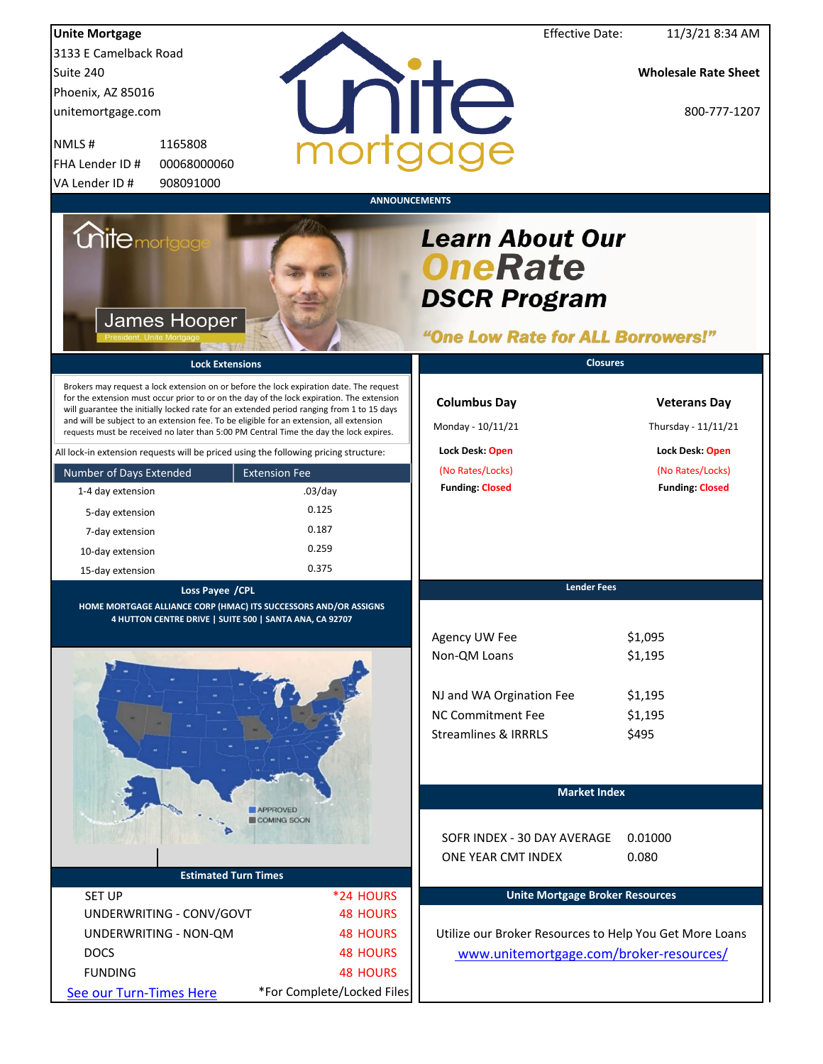**Unite Mortgage**
3133 E Camelback Road
Suite 240
Phoenix, AZ 85016
unitemortgage.com

| | |
|---|---|
| NMLS # | 1165808 |
| FHA Lender ID # | 00068000060 |
| VA Lender ID # | 908091000 |

Effective Date: 11/3/21 8:34 AM

**Wholesale Rate Sheet**

800-777-1207

## ANNOUNCEMENTS

James Hooper
President, Unite Mortgage

**Learn About Our OneRate DSCR Program**

**"One Low Rate for ALL Borrowers!"**

## Lock Extensions

Brokers may request a lock extension on or before the lock expiration date. The request for the extension must occur prior to or on the day of the lock expiration. The extension will guarantee the initially locked rate for an extended period ranging from 1 to 15 days and will be subject to an extension fee. To be eligible for an extension, all extension requests must be received no later than 5:00 PM Central Time the day the lock expires.

All lock-in extension requests will be priced using the following pricing structure:

| Number of Days Extended | Extension Fee |
|---|---|
| 1-4 day extension | .03/day |
| 5-day extension | 0.125 |
| 7-day extension | 0.187 |
| 10-day extension | 0.259 |
| 15-day extension | 0.375 |

## Closures

| Columbus Day | Veterans Day |
|---|---|
| Monday - 10/11/21 | Thursday - 11/11/21 |
| **Lock Desk:** Open | **Lock Desk:** Open |
| (No Rates/Locks) | (No Rates/Locks) |
| **Funding:** Closed | **Funding:** Closed |

## Loss Payee /CPL

**HOME MORTGAGE ALLIANCE CORP (HMAC) ITS SUCCESSORS AND/OR ASSIGNS**
**4 HUTTON CENTRE DRIVE | SUITE 500 | SANTA ANA, CA 92707**

APPROVED
COMING SOON

## Lender Fees

| | |
|---|---|
| Agency UW Fee | $1,095 |
| Non-QM Loans | $1,195 |
| NJ and WA Orgination Fee | $1,195 |
| NC Commitment Fee | $1,195 |
| Streamlines & IRRRLS | $495 |

## Market Index

| | |
|---|---|
| SOFR INDEX - 30 DAY AVERAGE | 0.01000 |
| ONE YEAR CMT INDEX | 0.080 |

## Estimated Turn Times

| | |
|---|---|
| SET UP | *24 HOURS |
| UNDERWRITING - CONV/GOVT | 48 HOURS |
| UNDERWRITING - NON-QM | 48 HOURS |
| DOCS | 48 HOURS |
| FUNDING | 48 HOURS |

See our Turn-Times Here

*For Complete/Locked Files

## Unite Mortgage Broker Resources

Utilize our Broker Resources to Help You Get More Loans

www.unitemortgage.com/broker-resources/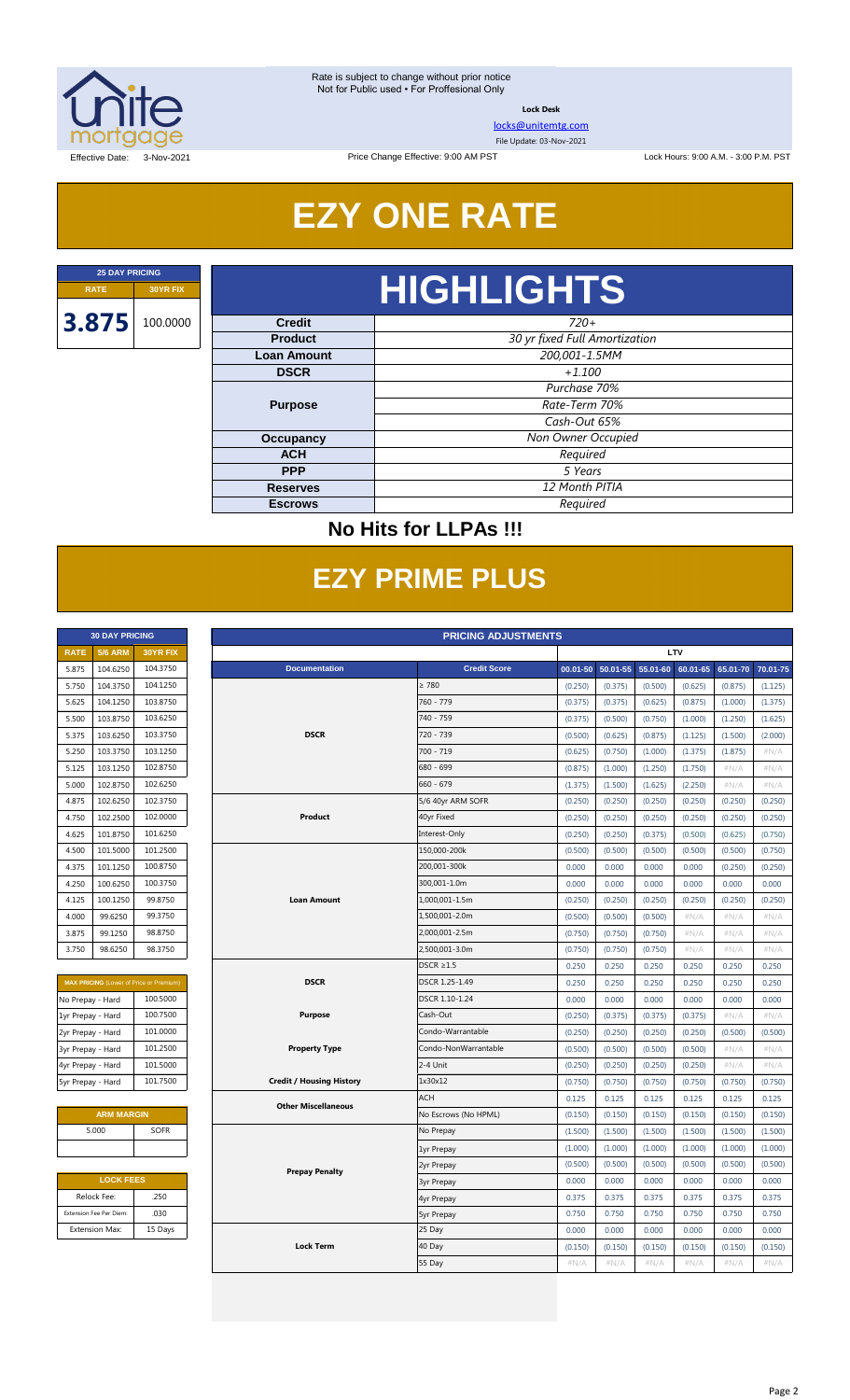Rate is subject to change without prior notice
Not for Public used • For Proffesional Only

**Lock Desk**

locks@unitemtg.com

File Update: 03-Nov-2021

Effective Date: 3-Nov-2021 | Price Change Effective: 9:00 AM PST | Lock Hours: 9:00 A.M. - 3:00 P.M. PST

# EZY ONE RATE

| 25 DAY PRICING | |
|---|---|
| **RATE** | **30YR FIX** |
| **3.875** | 100.0000 |

## HIGHLIGHTS

| | |
|---|---|
| **Credit** | *720+* |
| **Product** | *30 yr fixed Full Amortization* |
| **Loan Amount** | *200,001-1.5MM* |
| **DSCR** | *+1.100* |
| **Purpose** | *Purchase 70%* |
| | *Rate-Term 70%* |
| | *Cash-Out 65%* |
| **Occupancy** | *Non Owner Occupied* |
| **ACH** | *Required* |
| **PPP** | *5 Years* |
| **Reserves** | *12 Month PITIA* |
| **Escrows** | *Required* |

### No Hits for LLPAs !!!

# EZY PRIME PLUS

| 30 DAY PRICING | | |
|---|---|---|
| **RATE** | **5/6 ARM** | **30YR FIX** |
| 5.875 | 104.6250 | 104.3750 |
| 5.750 | 104.3750 | 104.1250 |
| 5.625 | 104.1250 | 103.8750 |
| 5.500 | 103.8750 | 103.6250 |
| 5.375 | 103.6250 | 103.3750 |
| 5.250 | 103.3750 | 103.1250 |
| 5.125 | 103.1250 | 102.8750 |
| 5.000 | 102.8750 | 102.6250 |
| 4.875 | 102.6250 | 102.3750 |
| 4.750 | 102.2500 | 102.0000 |
| 4.625 | 101.8750 | 101.6250 |
| 4.500 | 101.5000 | 101.2500 |
| 4.375 | 101.1250 | 100.8750 |
| 4.250 | 100.6250 | 100.3750 |
| 4.125 | 100.1250 | 99.8750 |
| 4.000 | 99.6250 | 99.3750 |
| 3.875 | 99.1250 | 98.8750 |
| 3.750 | 98.6250 | 98.3750 |

| MAX PRICING (Lower of Price or Premium) | |
|---|---|
| No Prepay - Hard | 100.5000 |
| 1yr Prepay - Hard | 100.7500 |
| 2yr Prepay - Hard | 101.0000 |
| 3yr Prepay - Hard | 101.2500 |
| 4yr Prepay - Hard | 101.5000 |
| 5yr Prepay - Hard | 101.7500 |

| ARM MARGIN | |
|---|---|
| 5.000 | SOFR |

| LOCK FEES | |
|---|---|
| Relock Fee: | .250 |
| Extension Fee Per Diem: | .030 |
| Extension Max: | 15 Days |

| PRICING ADJUSTMENTS | | LTV | | | | | |
|---|---|---|---|---|---|---|---|
| **Documentation** | **Credit Score** | **00.01-50** | **50.01-55** | **55.01-60** | **60.01-65** | **65.01-70** | **70.01-75** |
| DSCR | ≥ 780 | (0.250) | (0.375) | (0.500) | (0.625) | (0.875) | (1.125) |
| | 760 - 779 | (0.375) | (0.375) | (0.625) | (0.875) | (1.000) | (1.375) |
| | 740 - 759 | (0.375) | (0.500) | (0.750) | (1.000) | (1.250) | (1.625) |
| | 720 - 739 | (0.500) | (0.625) | (0.875) | (1.125) | (1.500) | (2.000) |
| | 700 - 719 | (0.625) | (0.750) | (1.000) | (1.375) | (1.875) | #N/A |
| | 680 - 699 | (0.875) | (1.000) | (1.250) | (1.750) | #N/A | #N/A |
| | 660 - 679 | (1.375) | (1.500) | (1.625) | (2.250) | #N/A | #N/A |
| Product | 5/6 40yr ARM SOFR | (0.250) | (0.250) | (0.250) | (0.250) | (0.250) | (0.250) |
| | 40yr Fixed | (0.250) | (0.250) | (0.250) | (0.250) | (0.250) | (0.250) |
| | Interest-Only | (0.250) | (0.250) | (0.375) | (0.500) | (0.625) | (0.750) |
| Loan Amount | 150,000-200k | (0.500) | (0.500) | (0.500) | (0.500) | (0.500) | (0.750) |
| | 200,001-300k | 0.000 | 0.000 | 0.000 | 0.000 | (0.250) | (0.250) |
| | 300,001-1.0m | 0.000 | 0.000 | 0.000 | 0.000 | 0.000 | 0.000 |
| | 1,000,001-1.5m | (0.250) | (0.250) | (0.250) | (0.250) | (0.250) | (0.250) |
| | 1,500,001-2.0m | (0.500) | (0.500) | (0.500) | #N/A | #N/A | #N/A |
| | 2,000,001-2.5m | (0.750) | (0.750) | (0.750) | #N/A | #N/A | #N/A |
| | 2,500,001-3.0m | (0.750) | (0.750) | (0.750) | #N/A | #N/A | #N/A |
| DSCR | DSCR ≥1.5 | 0.250 | 0.250 | 0.250 | 0.250 | 0.250 | 0.250 |
| | DSCR 1.25-1.49 | 0.250 | 0.250 | 0.250 | 0.250 | 0.250 | 0.250 |
| | DSCR 1.10-1.24 | 0.000 | 0.000 | 0.000 | 0.000 | 0.000 | 0.000 |
| Purpose | Cash-Out | (0.250) | (0.375) | (0.375) | (0.375) | #N/A | #N/A |
| Property Type | Condo-Warrantable | (0.250) | (0.250) | (0.250) | (0.250) | (0.500) | (0.500) |
| | Condo-NonWarrantable | (0.500) | (0.500) | (0.500) | (0.500) | #N/A | #N/A |
| | 2-4 Unit | (0.250) | (0.250) | (0.250) | (0.250) | #N/A | #N/A |
| Credit / Housing History | 1x30x12 | (0.750) | (0.750) | (0.750) | (0.750) | (0.750) | (0.750) |
| Other Miscellaneous | ACH | 0.125 | 0.125 | 0.125 | 0.125 | 0.125 | 0.125 |
| | No Escrows (No HPML) | (0.150) | (0.150) | (0.150) | (0.150) | (0.150) | (0.150) |
| Prepay Penalty | No Prepay | (1.500) | (1.500) | (1.500) | (1.500) | (1.500) | (1.500) |
| | 1yr Prepay | (1.000) | (1.000) | (1.000) | (1.000) | (1.000) | (1.000) |
| | 2yr Prepay | (0.500) | (0.500) | (0.500) | (0.500) | (0.500) | (0.500) |
| | 3yr Prepay | 0.000 | 0.000 | 0.000 | 0.000 | 0.000 | 0.000 |
| | 4yr Prepay | 0.375 | 0.375 | 0.375 | 0.375 | 0.375 | 0.375 |
| | 5yr Prepay | 0.750 | 0.750 | 0.750 | 0.750 | 0.750 | 0.750 |
| Lock Term | 25 Day | 0.000 | 0.000 | 0.000 | 0.000 | 0.000 | 0.000 |
| | 40 Day | (0.150) | (0.150) | (0.150) | (0.150) | (0.150) | (0.150) |
| | 55 Day | #N/A | #N/A | #N/A | #N/A | #N/A | #N/A |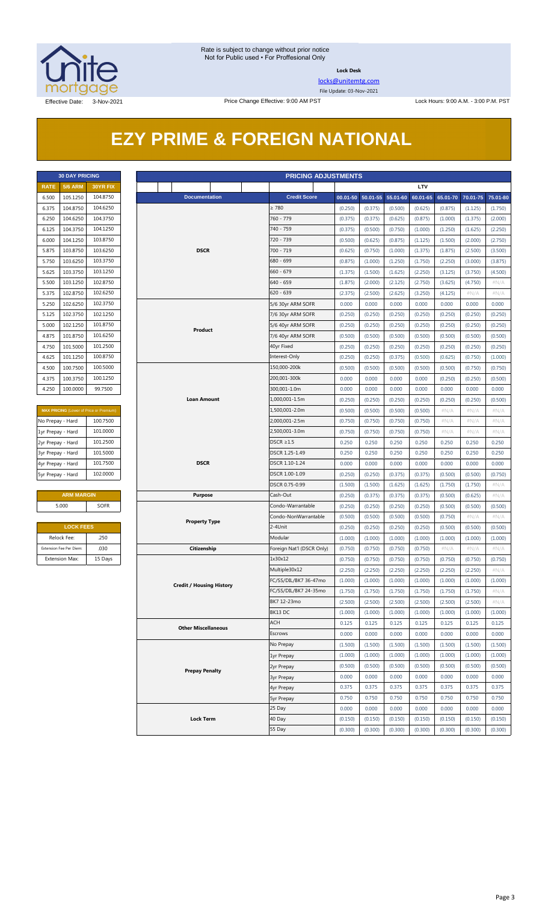Rate is subject to change without prior notice
Not for Public used • For Proffesional Only

**Lock Desk**

locks@unitemtg.com

File Update: 03-Nov-2021

Effective Date: 3-Nov-2021 | Price Change Effective: 9:00 AM PST | Lock Hours: 9:00 A.M. - 3:00 P.M. PST

# EZY PRIME & FOREIGN NATIONAL

| 30 DAY PRICING | | |
|---|---|---|
| RATE | 5/6 ARM | 30YR FIX |
| 6.500 | 105.1250 | 104.8750 |
| 6.375 | 104.8750 | 104.6250 |
| 6.250 | 104.6250 | 104.3750 |
| 6.125 | 104.3750 | 104.1250 |
| 6.000 | 104.1250 | 103.8750 |
| 5.875 | 103.8750 | 103.6250 |
| 5.750 | 103.6250 | 103.3750 |
| 5.625 | 103.3750 | 103.1250 |
| 5.500 | 103.1250 | 102.8750 |
| 5.375 | 102.8750 | 102.6250 |
| 5.250 | 102.6250 | 102.3750 |
| 5.125 | 102.3750 | 102.1250 |
| 5.000 | 102.1250 | 101.8750 |
| 4.875 | 101.8750 | 101.6250 |
| 4.750 | 101.5000 | 101.2500 |
| 4.625 | 101.1250 | 100.8750 |
| 4.500 | 100.7500 | 100.5000 |
| 4.375 | 100.3750 | 100.1250 |
| 4.250 | 100.0000 | 99.7500 |

| MAX PRICING (Lower of Price or Premium) | |
|---|---|
| No Prepay - Hard | 100.7500 |
| 1yr Prepay - Hard | 101.0000 |
| 2yr Prepay - Hard | 101.2500 |
| 3yr Prepay - Hard | 101.5000 |
| 4yr Prepay - Hard | 101.7500 |
| 5yr Prepay - Hard | 102.0000 |

| ARM MARGIN | |
|---|---|
| 5.000 | SOFR |

| LOCK FEES | |
|---|---|
| Relock Fee: | .250 |
| Extension Fee Per Diem: | .030 |
| Extension Max: | 15 Days |

| PRICING ADJUSTMENTS | | | | | | | | |
|---|---|---|---|---|---|---|---|---|
| | | LTV | | | | | | |
| Documentation | Credit Score | 00.01-50 | 50.01-55 | 55.01-60 | 60.01-65 | 65.01-70 | 70.01-75 | 75.01-80 |
| DSCR | ≥ 780 | (0.250) | (0.375) | (0.500) | (0.625) | (0.875) | (1.125) | (1.750) |
| | 760 - 779 | (0.375) | (0.375) | (0.625) | (0.875) | (1.000) | (1.375) | (2.000) |
| | 740 - 759 | (0.375) | (0.500) | (0.750) | (1.000) | (1.250) | (1.625) | (2.250) |
| | 720 - 739 | (0.500) | (0.625) | (0.875) | (1.125) | (1.500) | (2.000) | (2.750) |
| | 700 - 719 | (0.625) | (0.750) | (1.000) | (1.375) | (1.875) | (2.500) | (3.500) |
| | 680 - 699 | (0.875) | (1.000) | (1.250) | (1.750) | (2.250) | (3.000) | (3.875) |
| | 660 - 679 | (1.375) | (1.500) | (1.625) | (2.250) | (3.125) | (3.750) | (4.500) |
| | 640 - 659 | (1.875) | (2.000) | (2.125) | (2.750) | (3.625) | (4.750) | #N/A |
| | 620 - 639 | (2.375) | (2.500) | (2.625) | (3.250) | (4.125) | #N/A | #N/A |
| Product | 5/6 30yr ARM SOFR | 0.000 | 0.000 | 0.000 | 0.000 | 0.000 | 0.000 | 0.000 |
| | 7/6 30yr ARM SOFR | (0.250) | (0.250) | (0.250) | (0.250) | (0.250) | (0.250) | (0.250) |
| | 5/6 40yr ARM SOFR | (0.250) | (0.250) | (0.250) | (0.250) | (0.250) | (0.250) | (0.250) |
| | 7/6 40yr ARM SOFR | (0.500) | (0.500) | (0.500) | (0.500) | (0.500) | (0.500) | (0.500) |
| | 40yr Fixed | (0.250) | (0.250) | (0.250) | (0.250) | (0.250) | (0.250) | (0.250) |
| | Interest-Only | (0.250) | (0.250) | (0.375) | (0.500) | (0.625) | (0.750) | (1.000) |
| Loan Amount | 150,000-200k | (0.500) | (0.500) | (0.500) | (0.500) | (0.500) | (0.750) | (0.750) |
| | 200,001-300k | 0.000 | 0.000 | 0.000 | 0.000 | (0.250) | (0.250) | (0.500) |
| | 300,001-1.0m | 0.000 | 0.000 | 0.000 | 0.000 | 0.000 | 0.000 | 0.000 |
| | 1,000,001-1.5m | (0.250) | (0.250) | (0.250) | (0.250) | (0.250) | (0.250) | (0.500) |
| | 1,500,001-2.0m | (0.500) | (0.500) | (0.500) | (0.500) | #N/A | #N/A | #N/A |
| | 2,000,001-2.5m | (0.750) | (0.750) | (0.750) | (0.750) | #N/A | #N/A | #N/A |
| | 2,500,001-3.0m | (0.750) | (0.750) | (0.750) | (0.750) | #N/A | #N/A | #N/A |
| DSCR | DSCR ≥1.5 | 0.250 | 0.250 | 0.250 | 0.250 | 0.250 | 0.250 | 0.250 |
| | DSCR 1.25-1.49 | 0.250 | 0.250 | 0.250 | 0.250 | 0.250 | 0.250 | 0.250 |
| | DSCR 1.10-1.24 | 0.000 | 0.000 | 0.000 | 0.000 | 0.000 | 0.000 | 0.000 |
| | DSCR 1.00-1.09 | (0.250) | (0.250) | (0.375) | (0.375) | (0.500) | (0.500) | (0.750) |
| | DSCR 0.75-0.99 | (1.500) | (1.500) | (1.625) | (1.625) | (1.750) | (1.750) | #N/A |
| Purpose | Cash-Out | (0.250) | (0.375) | (0.375) | (0.375) | (0.500) | (0.625) | #N/A |
| Property Type | Condo-Warrantable | (0.250) | (0.250) | (0.250) | (0.250) | (0.500) | (0.500) | (0.500) |
| | Condo-NonWarrantable | (0.500) | (0.500) | (0.500) | (0.500) | (0.750) | #N/A | #N/A |
| | 2-4Unit | (0.250) | (0.250) | (0.250) | (0.250) | (0.500) | (0.500) | (0.500) |
| | Modular | (1.000) | (1.000) | (1.000) | (1.000) | (1.000) | (1.000) | (1.000) |
| Citizenship | Foreign Nat'l (DSCR Only) | (0.750) | (0.750) | (0.750) | (0.750) | #N/A | #N/A | #N/A |
| Credit / Housing History | 1x30x12 | (0.750) | (0.750) | (0.750) | (0.750) | (0.750) | (0.750) | (0.750) |
| | Multiple30x12 | (2.250) | (2.250) | (2.250) | (2.250) | (2.250) | (2.250) | #N/A |
| | FC/SS/DIL/BK7 36-47mo | (1.000) | (1.000) | (1.000) | (1.000) | (1.000) | (1.000) | (1.000) |
| | FC/SS/DIL/BK7 24-35mo | (1.750) | (1.750) | (1.750) | (1.750) | (1.750) | (1.750) | #N/A |
| | BK7 12-23mo | (2.500) | (2.500) | (2.500) | (2.500) | (2.500) | (2.500) | #N/A |
| | BK13 DC | (1.000) | (1.000) | (1.000) | (1.000) | (1.000) | (1.000) | (1.000) |
| Other Miscellaneous | ACH | 0.125 | 0.125 | 0.125 | 0.125 | 0.125 | 0.125 | 0.125 |
| | Escrows | 0.000 | 0.000 | 0.000 | 0.000 | 0.000 | 0.000 | 0.000 |
| Prepay Penalty | No Prepay | (1.500) | (1.500) | (1.500) | (1.500) | (1.500) | (1.500) | (1.500) |
| | 1yr Prepay | (1.000) | (1.000) | (1.000) | (1.000) | (1.000) | (1.000) | (1.000) |
| | 2yr Prepay | (0.500) | (0.500) | (0.500) | (0.500) | (0.500) | (0.500) | (0.500) |
| | 3yr Prepay | 0.000 | 0.000 | 0.000 | 0.000 | 0.000 | 0.000 | 0.000 |
| | 4yr Prepay | 0.375 | 0.375 | 0.375 | 0.375 | 0.375 | 0.375 | 0.375 |
| | 5yr Prepay | 0.750 | 0.750 | 0.750 | 0.750 | 0.750 | 0.750 | 0.750 |
| Lock Term | 25 Day | 0.000 | 0.000 | 0.000 | 0.000 | 0.000 | 0.000 | 0.000 |
| | 40 Day | (0.150) | (0.150) | (0.150) | (0.150) | (0.150) | (0.150) | (0.150) |
| | 55 Day | (0.300) | (0.300) | (0.300) | (0.300) | (0.300) | (0.300) | (0.300) |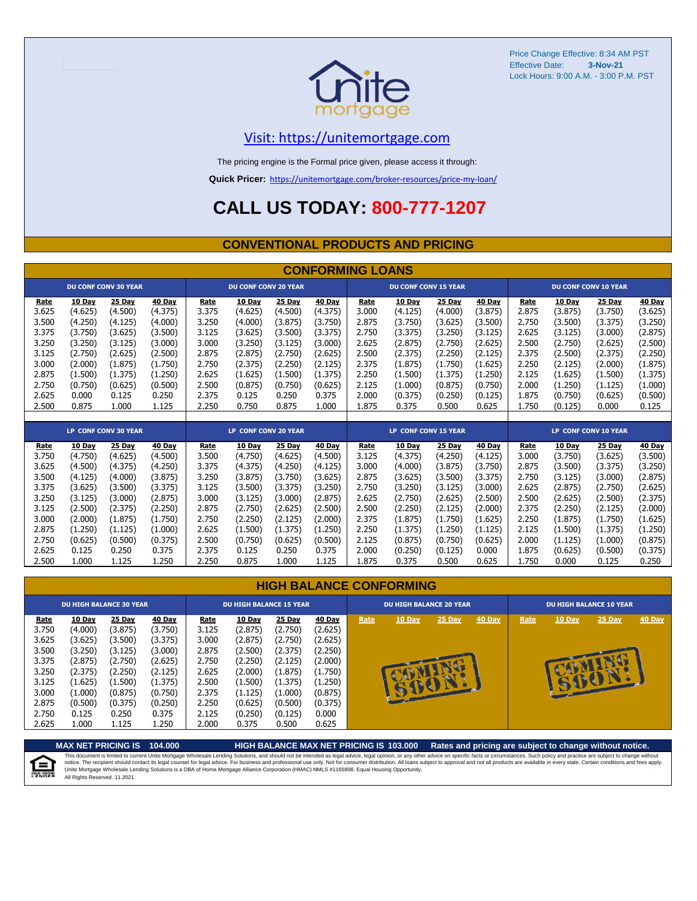Price Change Effective: 8:34 AM PST
Effective Date: **3-Nov-21**
Lock Hours: 9:00 A.M. - 3:00 P.M. PST

Visit: https://unitemortgage.com

The pricing engine is the Formal price given, please access it through:

**Quick Pricer:** https://unitemortgage.com/broker-resources/price-my-loan/

# CALL US TODAY: 800-777-1207

## CONVENTIONAL PRODUCTS AND PRICING

### CONFORMING LOANS

| DU CONF CONV 30 YEAR | | | | DU CONF CONV 20 YEAR | | | | DU CONF CONV 15 YEAR | | | | DU CONF CONV 10 YEAR | | | |
|---|---|---|---|---|---|---|---|---|---|---|---|---|---|---|---|
| Rate | 10 Day | 25 Day | 40 Day | Rate | 10 Day | 25 Day | 40 Day | Rate | 10 Day | 25 Day | 40 Day | Rate | 10 Day | 25 Day | 40 Day |
| 3.625 | (4.625) | (4.500) | (4.375) | 3.375 | (4.625) | (4.500) | (4.375) | 3.000 | (4.125) | (4.000) | (3.875) | 2.875 | (3.875) | (3.750) | (3.625) |
| 3.500 | (4.250) | (4.125) | (4.000) | 3.250 | (4.000) | (3.875) | (3.750) | 2.875 | (3.750) | (3.625) | (3.500) | 2.750 | (3.500) | (3.375) | (3.250) |
| 3.375 | (3.750) | (3.625) | (3.500) | 3.125 | (3.625) | (3.500) | (3.375) | 2.750 | (3.375) | (3.250) | (3.125) | 2.625 | (3.125) | (3.000) | (2.875) |
| 3.250 | (3.250) | (3.125) | (3.000) | 3.000 | (3.250) | (3.125) | (3.000) | 2.625 | (2.875) | (2.750) | (2.625) | 2.500 | (2.750) | (2.625) | (2.500) |
| 3.125 | (2.750) | (2.625) | (2.500) | 2.875 | (2.875) | (2.750) | (2.625) | 2.500 | (2.375) | (2.250) | (2.125) | 2.375 | (2.500) | (2.375) | (2.250) |
| 3.000 | (2.000) | (1.875) | (1.750) | 2.750 | (2.375) | (2.250) | (2.125) | 2.375 | (1.875) | (1.750) | (1.625) | 2.250 | (2.125) | (2.000) | (1.875) |
| 2.875 | (1.500) | (1.375) | (1.250) | 2.625 | (1.625) | (1.500) | (1.375) | 2.250 | (1.500) | (1.375) | (1.250) | 2.125 | (1.625) | (1.500) | (1.375) |
| 2.750 | (0.750) | (0.625) | (0.500) | 2.500 | (0.875) | (0.750) | (0.625) | 2.125 | (1.000) | (0.875) | (0.750) | 2.000 | (1.250) | (1.125) | (1.000) |
| 2.625 | 0.000 | 0.125 | 0.250 | 2.375 | 0.125 | 0.250 | 0.375 | 2.000 | (0.375) | (0.250) | (0.125) | 1.875 | (0.750) | (0.625) | (0.500) |
| 2.500 | 0.875 | 1.000 | 1.125 | 2.250 | 0.750 | 0.875 | 1.000 | 1.875 | 0.375 | 0.500 | 0.625 | 1.750 | (0.125) | 0.000 | 0.125 |

| LP CONF CONV 30 YEAR | | | | LP CONF CONV 20 YEAR | | | | LP CONF CONV 15 YEAR | | | | LP CONF CONV 10 YEAR | | | |
|---|---|---|---|---|---|---|---|---|---|---|---|---|---|---|---|
| Rate | 10 Day | 25 Day | 40 Day | Rate | 10 Day | 25 Day | 40 Day | Rate | 10 Day | 25 Day | 40 Day | Rate | 10 Day | 25 Day | 40 Day |
| 3.750 | (4.750) | (4.625) | (4.500) | 3.500 | (4.750) | (4.625) | (4.500) | 3.125 | (4.375) | (4.250) | (4.125) | 3.000 | (3.750) | (3.625) | (3.500) |
| 3.625 | (4.500) | (4.375) | (4.250) | 3.375 | (4.375) | (4.250) | (4.125) | 3.000 | (4.000) | (3.875) | (3.750) | 2.875 | (3.500) | (3.375) | (3.250) |
| 3.500 | (4.125) | (4.000) | (3.875) | 3.250 | (3.875) | (3.750) | (3.625) | 2.875 | (3.625) | (3.500) | (3.375) | 2.750 | (3.125) | (3.000) | (2.875) |
| 3.375 | (3.625) | (3.500) | (3.375) | 3.125 | (3.500) | (3.375) | (3.250) | 2.750 | (3.250) | (3.125) | (3.000) | 2.625 | (2.875) | (2.750) | (2.625) |
| 3.250 | (3.125) | (3.000) | (2.875) | 3.000 | (3.125) | (3.000) | (2.875) | 2.625 | (2.750) | (2.625) | (2.500) | 2.500 | (2.625) | (2.500) | (2.375) |
| 3.125 | (2.500) | (2.375) | (2.250) | 2.875 | (2.750) | (2.625) | (2.500) | 2.500 | (2.250) | (2.125) | (2.000) | 2.375 | (2.250) | (2.125) | (2.000) |
| 3.000 | (2.000) | (1.875) | (1.750) | 2.750 | (2.250) | (2.125) | (2.000) | 2.375 | (1.875) | (1.750) | (1.625) | 2.250 | (1.875) | (1.750) | (1.625) |
| 2.875 | (1.250) | (1.125) | (1.000) | 2.625 | (1.500) | (1.375) | (1.250) | 2.250 | (1.375) | (1.250) | (1.125) | 2.125 | (1.500) | (1.375) | (1.250) |
| 2.750 | (0.625) | (0.500) | (0.375) | 2.500 | (0.750) | (0.625) | (0.500) | 2.125 | (0.875) | (0.750) | (0.625) | 2.000 | (1.125) | (1.000) | (0.875) |
| 2.625 | 0.125 | 0.250 | 0.375 | 2.375 | 0.125 | 0.250 | 0.375 | 2.000 | (0.250) | (0.125) | 0.000 | 1.875 | (0.625) | (0.500) | (0.375) |
| 2.500 | 1.000 | 1.125 | 1.250 | 2.250 | 0.875 | 1.000 | 1.125 | 1.875 | 0.375 | 0.500 | 0.625 | 1.750 | 0.000 | 0.125 | 0.250 |

### HIGH BALANCE CONFORMING

| DU HIGH BALANCE 30 YEAR | | | | DU HIGH BALANCE 15 YEAR | | | | DU HIGH BALANCE 20 YEAR | | | | DU HIGH BALANCE 10 YEAR | | | |
|---|---|---|---|---|---|---|---|---|---|---|---|---|---|---|---|
| Rate | 10 Day | 25 Day | 40 Day | Rate | 10 Day | 25 Day | 40 Day | Rate | 10 Day | 25 Day | 40 Day | Rate | 10 Day | 25 Day | 40 Day |
| 3.750 | (4.000) | (3.875) | (3.750) | 3.125 | (2.875) | (2.750) | (2.625) | COMING SOON! | | | | COMING SOON! | | | |
| 3.625 | (3.625) | (3.500) | (3.375) | 3.000 | (2.875) | (2.750) | (2.625) | | | | | | | | |
| 3.500 | (3.250) | (3.125) | (3.000) | 2.875 | (2.500) | (2.375) | (2.250) | | | | | | | | |
| 3.375 | (2.875) | (2.750) | (2.625) | 2.750 | (2.250) | (2.125) | (2.000) | | | | | | | | |
| 3.250 | (2.375) | (2.250) | (2.125) | 2.625 | (2.000) | (1.875) | (1.750) | | | | | | | | |
| 3.125 | (1.625) | (1.500) | (1.375) | 2.500 | (1.500) | (1.375) | (1.250) | | | | | | | | |
| 3.000 | (1.000) | (0.875) | (0.750) | 2.375 | (1.125) | (1.000) | (0.875) | | | | | | | | |
| 2.875 | (0.500) | (0.375) | (0.250) | 2.250 | (0.625) | (0.500) | (0.375) | | | | | | | | |
| 2.750 | 0.125 | 0.250 | 0.375 | 2.125 | (0.250) | (0.125) | 0.000 | | | | | | | | |
| 2.625 | 1.000 | 1.125 | 1.250 | 2.000 | 0.375 | 0.500 | 0.625 | | | | | | | | |

**MAX NET PRICING IS 104.000** **HIGH BALANCE MAX NET PRICING IS 103.000** **Rates and pricing are subject to change without notice.**

This document is limited to current Unite Mortgage Wholesale Lending Solutions, and should not be intended as legal advice, legal opinion, or any other advice on specific facts or circumstances. Such policy and practice are subject to change without notice. The recipient should contact its legal counsel for legal advice. For business and professional use only. Not for consumer distribution. All loans subject to approval and not all products are available in every state. Certain conditions and fees apply. Unite Mortgage Wholesale Lending Solutions is a DBA of Home Mortgage Alliance Corporation (HMAC) NMLS #1165808. Equal Housing Opportunity.
All Rights Reserved. 11.2021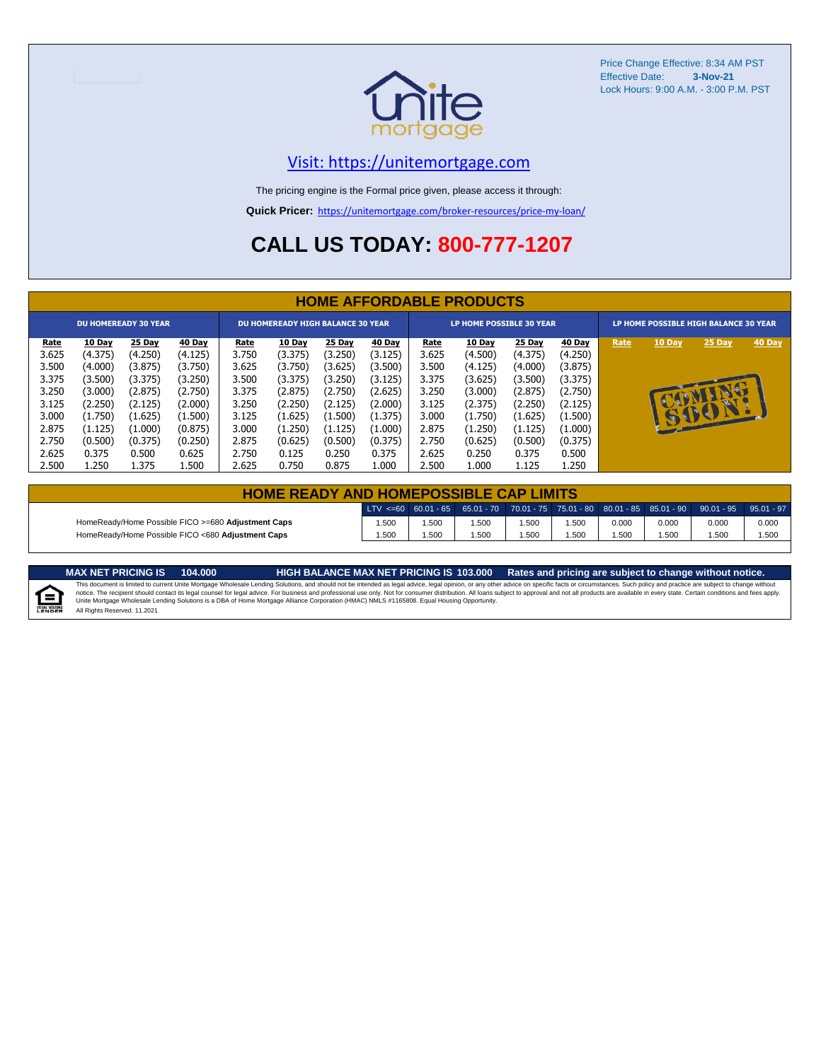Price Change Effective: 8:34 AM PST
Effective Date: **3-Nov-21**
Lock Hours: 9:00 A.M. - 3:00 P.M. PST

Visit: https://unitemortgage.com

The pricing engine is the Formal price given, please access it through:

**Quick Pricer:** https://unitemortgage.com/broker-resources/price-my-loan/

# CALL US TODAY: 800-777-1207

## HOME AFFORDABLE PRODUCTS

| DU HOMEREADY 30 YEAR | | | | DU HOMEREADY HIGH BALANCE 30 YEAR | | | | LP HOME POSSIBLE 30 YEAR | | | | LP HOME POSSIBLE HIGH BALANCE 30 YEAR | | | |
|---|---|---|---|---|---|---|---|---|---|---|---|---|---|---|---|
| Rate | 10 Day | 25 Day | 40 Day | Rate | 10 Day | 25 Day | 40 Day | Rate | 10 Day | 25 Day | 40 Day | Rate | 10 Day | 25 Day | 40 Day |
| 3.625 | (4.375) | (4.250) | (4.125) | 3.750 | (3.375) | (3.250) | (3.125) | 3.625 | (4.500) | (4.375) | (4.250) | COMING SOON! | | | |
| 3.500 | (4.000) | (3.875) | (3.750) | 3.625 | (3.750) | (3.625) | (3.500) | 3.500 | (4.125) | (4.000) | (3.875) | | | | |
| 3.375 | (3.500) | (3.375) | (3.250) | 3.500 | (3.375) | (3.250) | (3.125) | 3.375 | (3.625) | (3.500) | (3.375) | | | | |
| 3.250 | (3.000) | (2.875) | (2.750) | 3.375 | (2.875) | (2.750) | (2.625) | 3.250 | (3.000) | (2.875) | (2.750) | | | | |
| 3.125 | (2.250) | (2.125) | (2.000) | 3.250 | (2.250) | (2.125) | (2.000) | 3.125 | (2.375) | (2.250) | (2.125) | | | | |
| 3.000 | (1.750) | (1.625) | (1.500) | 3.125 | (1.625) | (1.500) | (1.375) | 3.000 | (1.750) | (1.625) | (1.500) | | | | |
| 2.875 | (1.125) | (1.000) | (0.875) | 3.000 | (1.250) | (1.125) | (1.000) | 2.875 | (1.250) | (1.125) | (1.000) | | | | |
| 2.750 | (0.500) | (0.375) | (0.250) | 2.875 | (0.625) | (0.500) | (0.375) | 2.750 | (0.625) | (0.500) | (0.375) | | | | |
| 2.625 | 0.375 | 0.500 | 0.625 | 2.750 | 0.125 | 0.250 | 0.375 | 2.625 | 0.250 | 0.375 | 0.500 | | | | |
| 2.500 | 1.250 | 1.375 | 1.500 | 2.625 | 0.750 | 0.875 | 1.000 | 2.500 | 1.000 | 1.125 | 1.250 | | | | |

## HOME READY AND HOMEPOSSIBLE CAP LIMITS

| | LTV <=60 | 60.01 - 65 | 65.01 - 70 | 70.01 - 75 | 75.01 - 80 | 80.01 - 85 | 85.01 - 90 | 90.01 - 95 | 95.01 - 97 |
|---|---|---|---|---|---|---|---|---|---|
| HomeReady/Home Possible FICO >=680 **Adjustment Caps** | 1.500 | 1.500 | 1.500 | 1.500 | 1.500 | 0.000 | 0.000 | 0.000 | 0.000 |
| HomeReady/Home Possible FICO <680 **Adjustment Caps** | 1.500 | 1.500 | 1.500 | 1.500 | 1.500 | 1.500 | 1.500 | 1.500 | 1.500 |

**MAX NET PRICING IS 104.000** **HIGH BALANCE MAX NET PRICING IS 103.000** **Rates and pricing are subject to change without notice.**

This document is limited to current Unite Mortgage Wholesale Lending Solutions, and should not be intended as legal advice, legal opinion, or any other advice on specific facts or circumstances. Such policy and practice are subject to change without notice. The recipient should contact its legal counsel for legal advice. For business and professional use only. Not for consumer distribution. All loans subject to approval and not all products are available in every state. Certain conditions and fees apply. Unite Mortgage Wholesale Lending Solutions is a DBA of Home Mortgage Alliance Corporation (HMAC) NMLS #1165808. Equal Housing Opportunity.
All Rights Reserved. 11.2021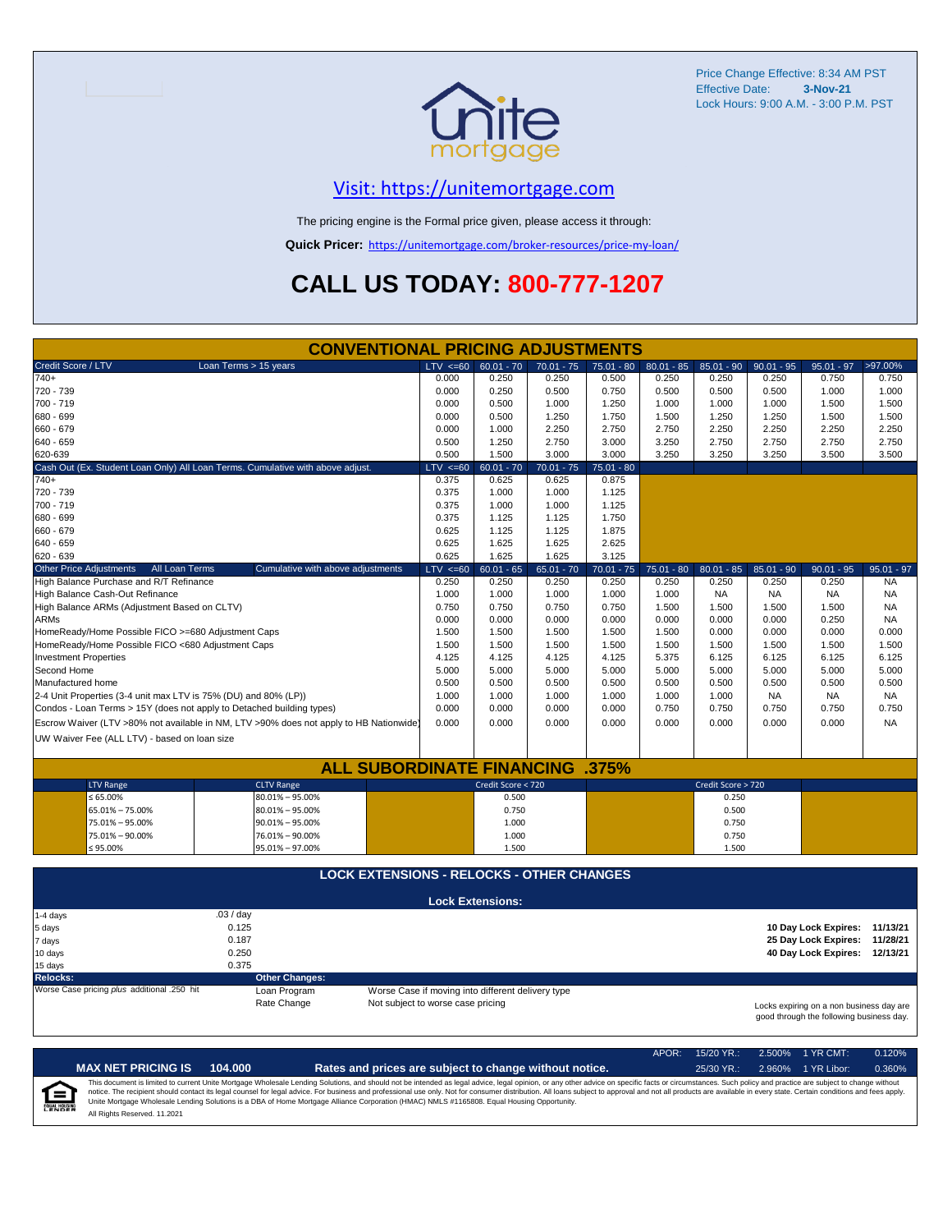Price Change Effective: 8:34 AM PST
Effective Date: **3-Nov-21**
Lock Hours: 9:00 A.M. - 3:00 P.M. PST

## Visit: https://unitemortgage.com

The pricing engine is the Formal price given, please access it through:

**Quick Pricer:** https://unitemortgage.com/broker-resources/price-my-loan/

# CALL US TODAY: 800-777-1207

## CONVENTIONAL PRICING ADJUSTMENTS

| Credit Score / LTV — Loan Terms > 15 years | LTV <=60 | 60.01 - 70 | 70.01 - 75 | 75.01 - 80 | 80.01 - 85 | 85.01 - 90 | 90.01 - 95 | 95.01 - 97 | >97.00% |
|---|---|---|---|---|---|---|---|---|---|
| 740+ | 0.000 | 0.250 | 0.250 | 0.500 | 0.250 | 0.250 | 0.250 | 0.750 | 0.750 |
| 720 - 739 | 0.000 | 0.250 | 0.500 | 0.750 | 0.500 | 0.500 | 0.500 | 1.000 | 1.000 |
| 700 - 719 | 0.000 | 0.500 | 1.000 | 1.250 | 1.000 | 1.000 | 1.000 | 1.500 | 1.500 |
| 680 - 699 | 0.000 | 0.500 | 1.250 | 1.750 | 1.500 | 1.250 | 1.250 | 1.500 | 1.500 |
| 660 - 679 | 0.000 | 1.000 | 2.250 | 2.750 | 2.750 | 2.250 | 2.250 | 2.250 | 2.250 |
| 640 - 659 | 0.500 | 1.250 | 2.750 | 3.000 | 3.250 | 2.750 | 2.750 | 2.750 | 2.750 |
| 620-639 | 0.500 | 1.500 | 3.000 | 3.000 | 3.250 | 3.250 | 3.250 | 3.500 | 3.500 |

| Cash Out (Ex. Student Loan Only) All Loan Terms. Cumulative with above adjust. | LTV <=60 | 60.01 - 70 | 70.01 - 75 | 75.01 - 80 |
|---|---|---|---|---|
| 740+ | 0.375 | 0.625 | 0.625 | 0.875 |
| 720 - 739 | 0.375 | 1.000 | 1.000 | 1.125 |
| 700 - 719 | 0.375 | 1.000 | 1.000 | 1.125 |
| 680 - 699 | 0.375 | 1.125 | 1.125 | 1.750 |
| 660 - 679 | 0.625 | 1.125 | 1.125 | 1.875 |
| 640 - 659 | 0.625 | 1.625 | 1.625 | 2.625 |
| 620 - 639 | 0.625 | 1.625 | 1.625 | 3.125 |

| Other Price Adjustments — All Loan Terms — Cumulative with above adjustments | LTV <=60 | 60.01 - 65 | 65.01 - 70 | 70.01 - 75 | 75.01 - 80 | 80.01 - 85 | 85.01 - 90 | 90.01 - 95 | 95.01 - 97 |
|---|---|---|---|---|---|---|---|---|---|
| High Balance Purchase and R/T Refinance | 0.250 | 0.250 | 0.250 | 0.250 | 0.250 | 0.250 | 0.250 | 0.250 | NA |
| High Balance Cash-Out Refinance | 1.000 | 1.000 | 1.000 | 1.000 | 1.000 | NA | NA | NA | NA |
| High Balance ARMs (Adjustment Based on CLTV) | 0.750 | 0.750 | 0.750 | 0.750 | 1.500 | 1.500 | 1.500 | 1.500 | NA |
| ARMs | 0.000 | 0.000 | 0.000 | 0.000 | 0.000 | 0.000 | 0.000 | 0.250 | NA |
| HomeReady/Home Possible FICO >=680 Adjustment Caps | 1.500 | 1.500 | 1.500 | 1.500 | 1.500 | 0.000 | 0.000 | 0.000 | 0.000 |
| HomeReady/Home Possible FICO <680 Adjustment Caps | 1.500 | 1.500 | 1.500 | 1.500 | 1.500 | 1.500 | 1.500 | 1.500 | 1.500 |
| Investment Properties | 4.125 | 4.125 | 4.125 | 4.125 | 5.375 | 6.125 | 6.125 | 6.125 | 6.125 |
| Second Home | 5.000 | 5.000 | 5.000 | 5.000 | 5.000 | 5.000 | 5.000 | 5.000 | 5.000 |
| Manufactured home | 0.500 | 0.500 | 0.500 | 0.500 | 0.500 | 0.500 | 0.500 | 0.500 | 0.500 |
| 2-4 Unit Properties (3-4 unit max LTV is 75% (DU) and 80% (LP)) | 1.000 | 1.000 | 1.000 | 1.000 | 1.000 | 1.000 | NA | NA | NA |
| Condos - Loan Terms > 15Y (does not apply to Detached building types) | 0.000 | 0.000 | 0.000 | 0.000 | 0.750 | 0.750 | 0.750 | 0.750 | 0.750 |
| Escrow Waiver (LTV >80% not available in NM, LTV >90% does not apply to HB Nationwide) | 0.000 | 0.000 | 0.000 | 0.000 | 0.000 | 0.000 | 0.000 | 0.000 | NA |
| UW Waiver Fee (ALL LTV) - based on loan size | | | | | | | | | |

## ALL SUBORDINATE FINANCING .375%

| LTV Range | CLTV Range | Credit Score < 720 | Credit Score > 720 |
|---|---|---|---|
| ≤ 65.00% | 80.01% – 95.00% | 0.500 | 0.250 |
| 65.01% – 75.00% | 80.01% – 95.00% | 0.750 | 0.500 |
| 75.01% – 95.00% | 90.01% – 95.00% | 1.000 | 0.750 |
| 75.01% – 90.00% | 76.01% – 90.00% | 1.000 | 0.750 |
| ≤ 95.00% | 95.01% – 97.00% | 1.500 | 1.500 |

## LOCK EXTENSIONS - RELOCKS - OTHER CHANGES

### Lock Extensions:

| Days | Cost |
|---|---|
| 1-4 days | .03 / day |
| 5 days | 0.125 |
| 7 days | 0.187 |
| 10 days | 0.250 |
| 15 days | 0.375 |

**10 Day Lock Expires:** 11/13/21
**25 Day Lock Expires:** 11/28/21
**40 Day Lock Expires:** 12/13/21

**Relocks:**
Worse Case pricing *plus* additional .250 hit

**Other Changes:**

| | |
|---|---|
| Loan Program | Worse Case if moving into different delivery type |
| Rate Change | Not subject to worse case pricing |

Locks expiring on a non business day are good through the following business day.

| APOR: | 15/20 YR.: | 2.500% | 1 YR CMT: | 0.120% |
|---|---|---|---|---|
| | 25/30 YR.: | 2.960% | 1 YR Libor: | 0.360% |

**MAX NET PRICING IS 104.000** — **Rates and prices are subject to change without notice.**

This document is limited to current Unite Mortgage Wholesale Lending Solutions, and should not be intended as legal advice, legal opinion, or any other advice on specific facts or circumstances. Such policy and practice are subject to change without notice. The recipient should contact its legal counsel for legal advice. For business and professional use only. Not for consumer distribution. All loans subject to approval and not all products are available in every state. Certain conditions and fees apply. Unite Mortgage Wholesale Lending Solutions is a DBA of Home Mortgage Alliance Corporation (HMAC) NMLS #1165808. Equal Housing Opportunity.
All Rights Reserved. 11.2021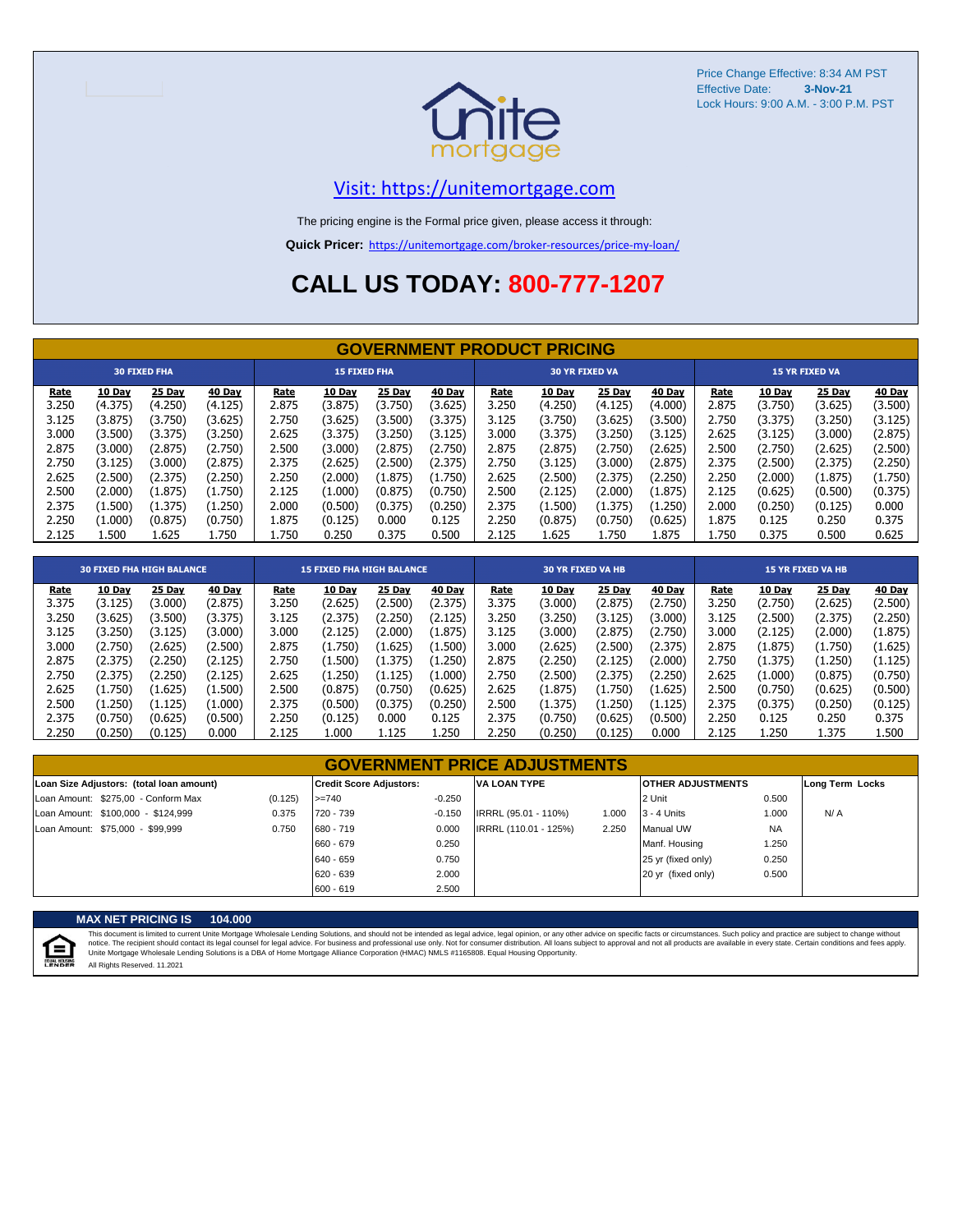Price Change Effective: 8:34 AM PST
Effective Date: **3-Nov-21**
Lock Hours: 9:00 A.M. - 3:00 P.M. PST

## Visit: https://unitemortgage.com

The pricing engine is the Formal price given, please access it through:

**Quick Pricer:** https://unitemortgage.com/broker-resources/price-my-loan/

# CALL US TODAY: 800-777-1207

## GOVERNMENT PRODUCT PRICING

| 30 FIXED FHA | | | | 15 FIXED FHA | | | | 30 YR FIXED VA | | | | 15 YR FIXED VA | | | |
|---|---|---|---|---|---|---|---|---|---|---|---|---|---|---|---|
| Rate | 10 Day | 25 Day | 40 Day | Rate | 10 Day | 25 Day | 40 Day | Rate | 10 Day | 25 Day | 40 Day | Rate | 10 Day | 25 Day | 40 Day |
| 3.250 | (4.375) | (4.250) | (4.125) | 2.875 | (3.875) | (3.750) | (3.625) | 3.250 | (4.250) | (4.125) | (4.000) | 2.875 | (3.750) | (3.625) | (3.500) |
| 3.125 | (3.875) | (3.750) | (3.625) | 2.750 | (3.625) | (3.500) | (3.375) | 3.125 | (3.750) | (3.625) | (3.500) | 2.750 | (3.375) | (3.250) | (3.125) |
| 3.000 | (3.500) | (3.375) | (3.250) | 2.625 | (3.375) | (3.250) | (3.125) | 3.000 | (3.375) | (3.250) | (3.125) | 2.625 | (3.125) | (3.000) | (2.875) |
| 2.875 | (3.000) | (2.875) | (2.750) | 2.500 | (3.000) | (2.875) | (2.750) | 2.875 | (2.875) | (2.750) | (2.625) | 2.500 | (2.750) | (2.625) | (2.500) |
| 2.750 | (3.125) | (3.000) | (2.875) | 2.375 | (2.625) | (2.500) | (2.375) | 2.750 | (3.125) | (3.000) | (2.875) | 2.375 | (2.500) | (2.375) | (2.250) |
| 2.625 | (2.500) | (2.375) | (2.250) | 2.250 | (2.000) | (1.875) | (1.750) | 2.625 | (2.500) | (2.375) | (2.250) | 2.250 | (2.000) | (1.875) | (1.750) |
| 2.500 | (2.000) | (1.875) | (1.750) | 2.125 | (1.000) | (0.875) | (0.750) | 2.500 | (2.125) | (2.000) | (1.875) | 2.125 | (0.625) | (0.500) | (0.375) |
| 2.375 | (1.500) | (1.375) | (1.250) | 2.000 | (0.500) | (0.375) | (0.250) | 2.375 | (1.500) | (1.375) | (1.250) | 2.000 | (0.250) | (0.125) | 0.000 |
| 2.250 | (1.000) | (0.875) | (0.750) | 1.875 | (0.125) | 0.000 | 0.125 | 2.250 | (0.875) | (0.750) | (0.625) | 1.875 | 0.125 | 0.250 | 0.375 |
| 2.125 | 1.500 | 1.625 | 1.750 | 1.750 | 0.250 | 0.375 | 0.500 | 2.125 | 1.625 | 1.750 | 1.875 | 1.750 | 0.375 | 0.500 | 0.625 |

| 30 FIXED FHA HIGH BALANCE | | | | 15 FIXED FHA HIGH BALANCE | | | | 30 YR FIXED VA HB | | | | 15 YR FIXED VA HB | | | |
|---|---|---|---|---|---|---|---|---|---|---|---|---|---|---|---|
| Rate | 10 Day | 25 Day | 40 Day | Rate | 10 Day | 25 Day | 40 Day | Rate | 10 Day | 25 Day | 40 Day | Rate | 10 Day | 25 Day | 40 Day |
| 3.375 | (3.125) | (3.000) | (2.875) | 3.250 | (2.625) | (2.500) | (2.375) | 3.375 | (3.000) | (2.875) | (2.750) | 3.250 | (2.750) | (2.625) | (2.500) |
| 3.250 | (3.625) | (3.500) | (3.375) | 3.125 | (2.375) | (2.250) | (2.125) | 3.250 | (3.250) | (3.125) | (3.000) | 3.125 | (2.500) | (2.375) | (2.250) |
| 3.125 | (3.250) | (3.125) | (3.000) | 3.000 | (2.125) | (2.000) | (1.875) | 3.125 | (3.000) | (2.875) | (2.750) | 3.000 | (2.125) | (2.000) | (1.875) |
| 3.000 | (2.750) | (2.625) | (2.500) | 2.875 | (1.750) | (1.625) | (1.500) | 3.000 | (2.625) | (2.500) | (2.375) | 2.875 | (1.875) | (1.750) | (1.625) |
| 2.875 | (2.375) | (2.250) | (2.125) | 2.750 | (1.500) | (1.375) | (1.250) | 2.875 | (2.250) | (2.125) | (2.000) | 2.750 | (1.375) | (1.250) | (1.125) |
| 2.750 | (2.375) | (2.250) | (2.125) | 2.625 | (1.250) | (1.125) | (1.000) | 2.750 | (2.500) | (2.375) | (2.250) | 2.625 | (1.000) | (0.875) | (0.750) |
| 2.625 | (1.750) | (1.625) | (1.500) | 2.500 | (0.875) | (0.750) | (0.625) | 2.625 | (1.875) | (1.750) | (1.625) | 2.500 | (0.750) | (0.625) | (0.500) |
| 2.500 | (1.250) | (1.125) | (1.000) | 2.375 | (0.500) | (0.375) | (0.250) | 2.500 | (1.375) | (1.250) | (1.125) | 2.375 | (0.375) | (0.250) | (0.125) |
| 2.375 | (0.750) | (0.625) | (0.500) | 2.250 | (0.125) | 0.000 | 0.125 | 2.375 | (0.750) | (0.625) | (0.500) | 2.250 | 0.125 | 0.250 | 0.375 |
| 2.250 | (0.250) | (0.125) | 0.000 | 2.125 | 1.000 | 1.125 | 1.250 | 2.250 | (0.250) | (0.125) | 0.000 | 2.125 | 1.250 | 1.375 | 1.500 |

## GOVERNMENT PRICE ADJUSTMENTS

| Loan Size Adjustors: (total loan amount) | | Credit Score Adjustors: | | VA LOAN TYPE | | OTHER ADJUSTMENTS | | Long Term Locks |
|---|---|---|---|---|---|---|---|---|
| Loan Amount: $275,00 - Conform Max | (0.125) | >=740 | -0.250 | | | 2 Unit | 0.500 | |
| Loan Amount: $100,000 - $124,999 | 0.375 | 720 - 739 | -0.150 | IRRRL (95.01 - 110%) | 1.000 | 3 - 4 Units | 1.000 | N/ A |
| Loan Amount: $75,000 - $99,999 | 0.750 | 680 - 719 | 0.000 | IRRRL (110.01 - 125%) | 2.250 | Manual UW | NA | |
| | | 660 - 679 | 0.250 | | | Manf. Housing | 1.250 | |
| | | 640 - 659 | 0.750 | | | 25 yr (fixed only) | 0.250 | |
| | | 620 - 639 | 2.000 | | | 20 yr (fixed only) | 0.500 | |
| | | 600 - 619 | 2.500 | | | | | |

**MAX NET PRICING IS 104.000**

This document is limited to current Unite Mortgage Wholesale Lending Solutions, and should not be intended as legal advice, legal opinion, or any other advice on specific facts or circumstances. Such policy and practice are subject to change without notice. The recipient should contact its legal counsel for legal advice. For business and professional use only. Not for consumer distribution. All loans subject to approval and not all products are available in every state. Certain conditions and fees apply. Unite Mortgage Wholesale Lending Solutions is a DBA of Home Mortgage Alliance Corporation (HMAC) NMLS #1165808. Equal Housing Opportunity.

All Rights Reserved. 11.2021